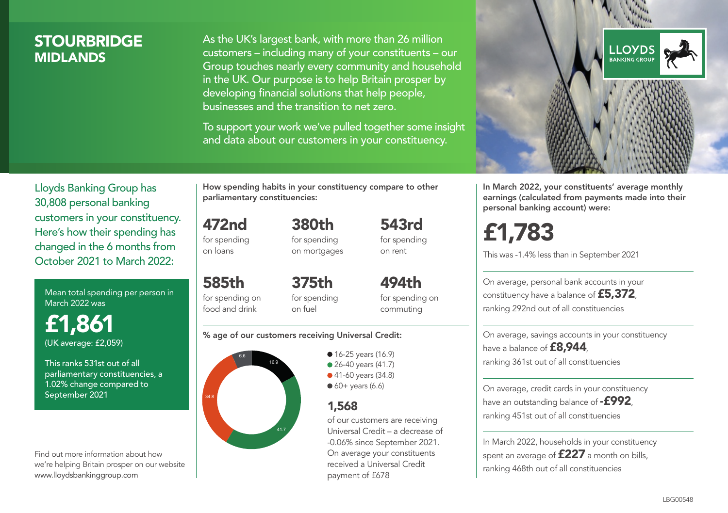# STOURBRIDGE
## MIDLANDS

As the UK's largest bank, with more than 26 million customers – including many of your constituents – our Group touches nearly every community and household in the UK. Our purpose is to help Britain prosper by developing financial solutions that help people, businesses and the transition to net zero.

To support your work we've pulled together some insight and data about our customers in your constituency.

LLOYDS BANKING GROUP

Lloyds Banking Group has 30,808 personal banking customers in your constituency. Here's how their spending has changed in the 6 months from October 2021 to March 2022:

Mean total spending per person in March 2022 was

**£1,861**
(UK average: £2,059)

This ranks 531st out of all parliamentary constituencies, a 1.02% change compared to September 2021

Find out more information about how we're helping Britain prosper on our website www.lloydsbankinggroup.com

**How spending habits in your constituency compare to other parliamentary constituencies:**

**472nd** for spending on loans

**380th** for spending on mortgages

**543rd** for spending on rent

**585th** for spending on food and drink

**375th** for spending on fuel

**494th** for spending on commuting

**% age of our customers receiving Universal Credit:**

- 16-25 years (16.9)
- 26-40 years (41.7)
- 41-60 years (34.8)
- 60+ years (6.6)

**1,568**
of our customers are receiving Universal Credit – a decrease of -0.06% since September 2021. On average your constituents received a Universal Credit payment of £678

**In March 2022, your constituents' average monthly earnings (calculated from payments made into their personal banking account) were:**

**£1,783**

This was -1.4% less than in September 2021

On average, personal bank accounts in your constituency have a balance of **£5,372**, ranking 292nd out of all constituencies

On average, savings accounts in your constituency have a balance of **£8,944**, ranking 361st out of all constituencies

On average, credit cards in your constituency have an outstanding balance of **-£992**, ranking 451st out of all constituencies

In March 2022, households in your constituency spent an average of **£227** a month on bills, ranking 468th out of all constituencies

LBG00548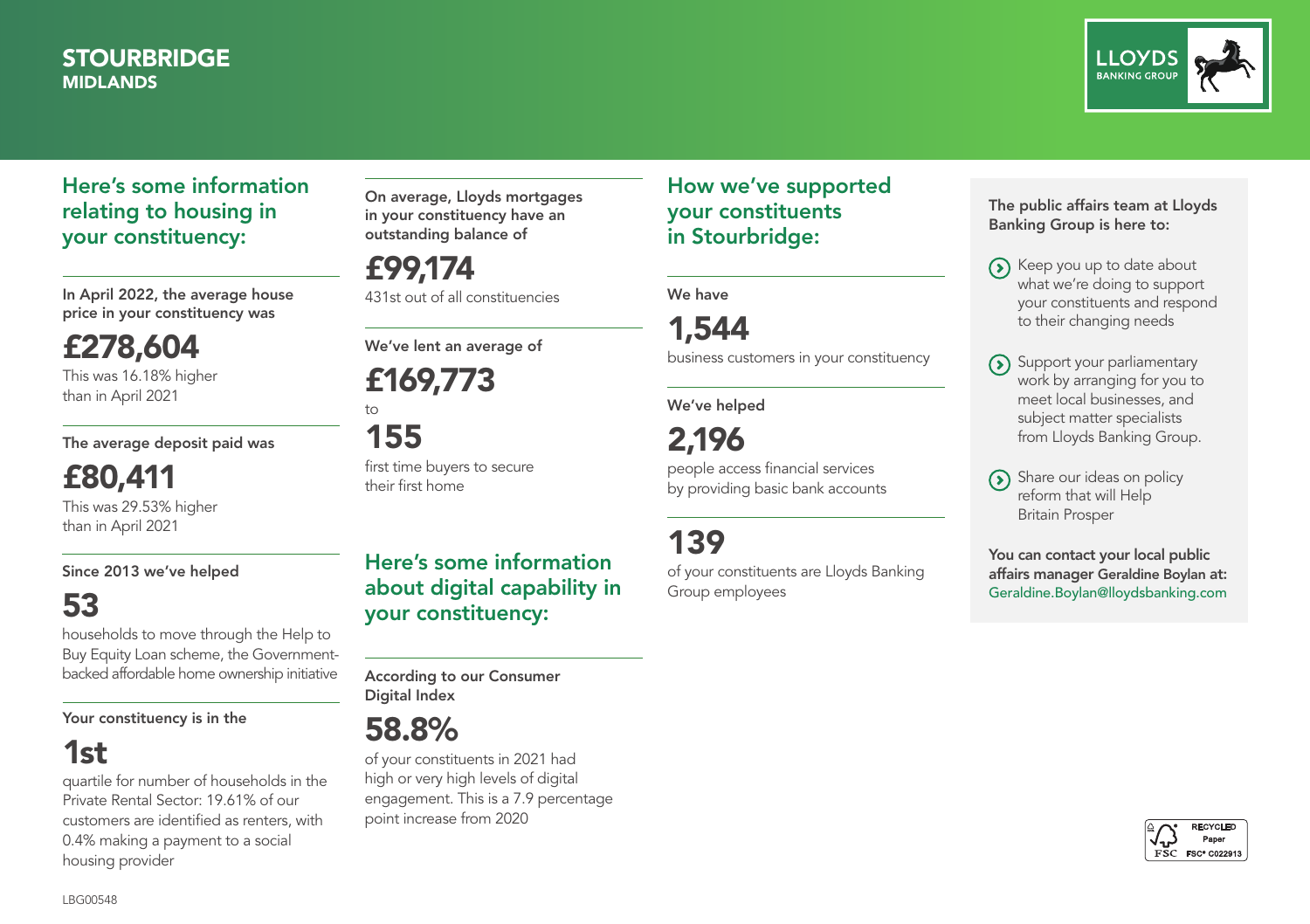# STOURBRIDGE
## MIDLANDS

LLOYDS BANKING GROUP

## Here's some information relating to housing in your constituency:

**In April 2022, the average house price in your constituency was**

# £278,604

This was 16.18% higher than in April 2021

**The average deposit paid was**

# £80,411

This was 29.53% higher than in April 2021

**Since 2013 we've helped**

# 53

households to move through the Help to Buy Equity Loan scheme, the Government-backed affordable home ownership initiative

**Your constituency is in the**

# 1st

quartile for number of households in the Private Rental Sector: 19.61% of our customers are identified as renters, with 0.4% making a payment to a social housing provider

**On average, Lloyds mortgages in your constituency have an outstanding balance of**

# £99,174

431st out of all constituencies

**We've lent an average of**

# £169,773

to

# 155

first time buyers to secure their first home

## Here's some information about digital capability in your constituency:

**According to our Consumer Digital Index**

# 58.8%

of your constituents in 2021 had high or very high levels of digital engagement. This is a 7.9 percentage point increase from 2020

## How we've supported your constituents in Stourbridge:

**We have**

# 1,544

business customers in your constituency

**We've helped**

# 2,196

people access financial services by providing basic bank accounts

# 139

of your constituents are Lloyds Banking Group employees

**The public affairs team at Lloyds Banking Group is here to:**

- Keep you up to date about what we're doing to support your constituents and respond to their changing needs
- Support your parliamentary work by arranging for you to meet local businesses, and subject matter specialists from Lloyds Banking Group.
- Share our ideas on policy reform that will Help Britain Prosper

**You can contact your local public affairs manager Geraldine Boylan at:**
Geraldine.Boylan@lloydsbanking.com

RECYCLED Paper FSC® C022913

LBG00548